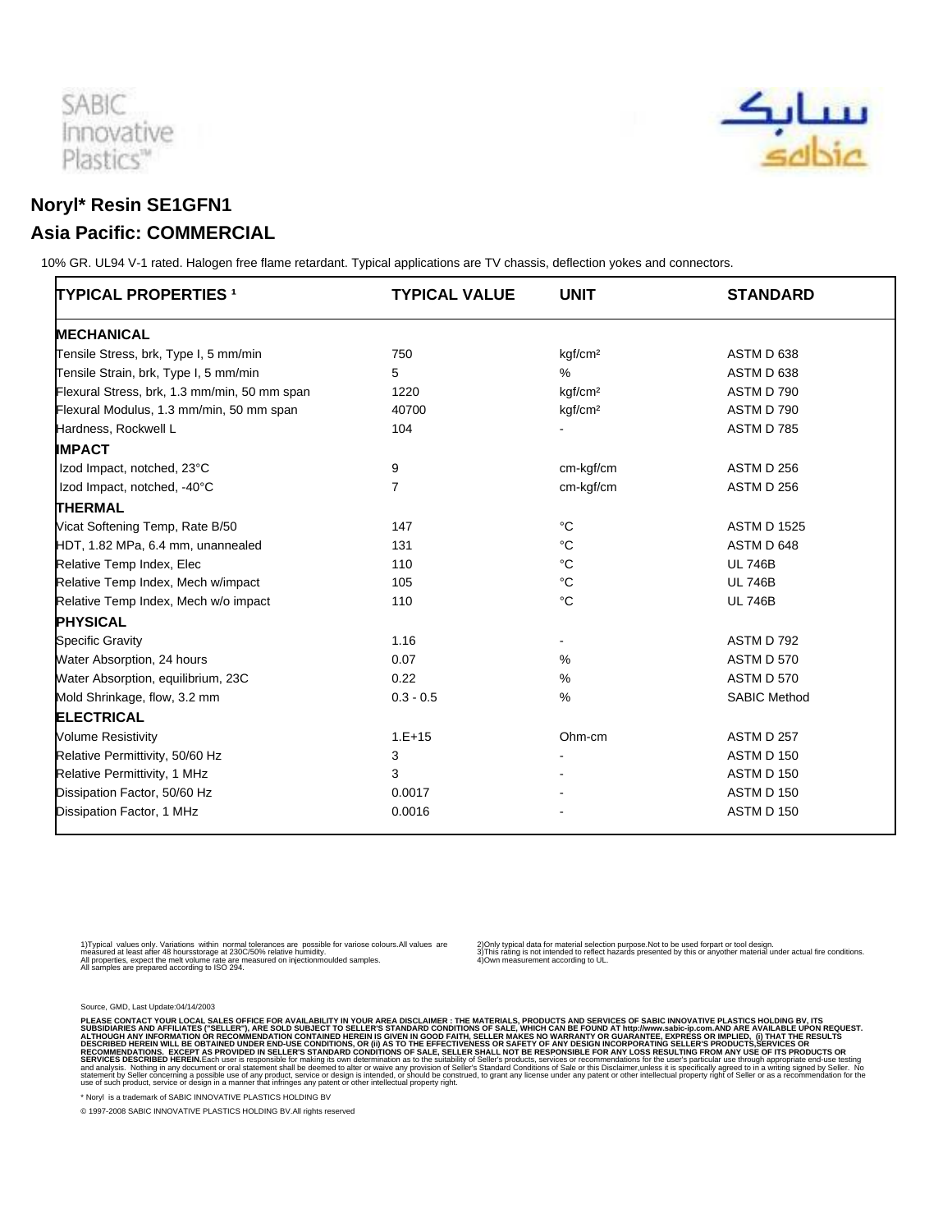SABIC Innovative Plastics™

سابك
sabic

## Noryl* Resin SE1GFN1

## Asia Pacific: COMMERCIAL

10% GR. UL94 V-1 rated. Halogen free flame retardant. Typical applications are TV chassis, deflection yokes and connectors.

| TYPICAL PROPERTIES [1] | TYPICAL VALUE | UNIT | STANDARD |
|---|---|---|---|
| **MECHANICAL** | | | |
| Tensile Stress, brk, Type I, 5 mm/min | 750 | kgf/cm² | ASTM D 638 |
| Tensile Strain, brk, Type I, 5 mm/min | 5 | % | ASTM D 638 |
| Flexural Stress, brk, 1.3 mm/min, 50 mm span | 1220 | kgf/cm² | ASTM D 790 |
| Flexural Modulus, 1.3 mm/min, 50 mm span | 40700 | kgf/cm² | ASTM D 790 |
| Hardness, Rockwell L | 104 | - | ASTM D 785 |
| **IMPACT** | | | |
| Izod Impact, notched, 23°C | 9 | cm-kgf/cm | ASTM D 256 |
| Izod Impact, notched, -40°C | 7 | cm-kgf/cm | ASTM D 256 |
| **THERMAL** | | | |
| Vicat Softening Temp, Rate B/50 | 147 | °C | ASTM D 1525 |
| HDT, 1.82 MPa, 6.4 mm, unannealed | 131 | °C | ASTM D 648 |
| Relative Temp Index, Elec | 110 | °C | UL 746B |
| Relative Temp Index, Mech w/impact | 105 | °C | UL 746B |
| Relative Temp Index, Mech w/o impact | 110 | °C | UL 746B |
| **PHYSICAL** | | | |
| Specific Gravity | 1.16 | - | ASTM D 792 |
| Water Absorption, 24 hours | 0.07 | % | ASTM D 570 |
| Water Absorption, equilibrium, 23C | 0.22 | % | ASTM D 570 |
| Mold Shrinkage, flow, 3.2 mm | 0.3 - 0.5 | % | SABIC Method |
| **ELECTRICAL** | | | |
| Volume Resistivity | 1.E+15 | Ohm-cm | ASTM D 257 |
| Relative Permittivity, 50/60 Hz | 3 | - | ASTM D 150 |
| Relative Permittivity, 1 MHz | 3 | - | ASTM D 150 |
| Dissipation Factor, 50/60 Hz | 0.0017 | - | ASTM D 150 |
| Dissipation Factor, 1 MHz | 0.0016 | - | ASTM D 150 |

1)Typical values only. Variations within normal tolerances are possible for variose colours.All values are measured at least after 48 hoursstorage at 230C/50% relative humidity.
All properties, expect the melt volume rate are measured on injectionmoulded samples.
All samples are prepared according to ISO 294.

2)Only typical data for material selection purpose.Not to be used forpart or tool design.
3)This rating is not intended to reflect hazards presented by this or anyother material under actual fire conditions.
4)Own measurement according to UL.

Source, GMD, Last Update:04/14/2003

PLEASE CONTACT YOUR LOCAL SALES OFFICE FOR AVAILABILITY IN YOUR AREA DISCLAIMER : THE MATERIALS, PRODUCTS AND SERVICES OF SABIC INNOVATIVE PLASTICS HOLDING BV, ITS SUBSIDIARIES AND AFFILIATES ("SELLER"), ARE SOLD SUBJECT TO SELLER'S STANDARD CONDITIONS OF SALE, WHICH CAN BE FOUND AT http://www.sabic-ip.com.AND ARE AVAILABLE UPON REQUEST. ALTHOUGH ANY INFORMATION OR RECOMMENDATION CONTAINED HEREIN IS GIVEN IN GOOD FAITH, SELLER MAKES NO WARRANTY OR GUARANTEE, EXPRESS OR IMPLIED, (i) THAT THE RESULTS DESCRIBED HEREIN WILL BE OBTAINED UNDER END-USE CONDITIONS, OR (ii) AS TO THE EFFECTIVENESS OR SAFETY OF ANY DESIGN INCORPORATING SELLER'S PRODUCTS,SERVICES OR RECOMMENDATIONS. EXCEPT AS PROVIDED IN SELLER'S STANDARD CONDITIONS OF SALE, SELLER SHALL NOT BE RESPONSIBLE FOR ANY LOSS RESULTING FROM ANY USE OF ITS PRODUCTS OR SERVICES DESCRIBED HEREIN.Each user is responsible for making its own determination as to the suitability of Seller's products, services or recommendations for the user's particular use through appropriate end-use testing and analysis. Nothing in any document or oral statement shall be deemed to alter or waive any provision of Seller's Standard Conditions of Sale or this Disclaimer,unless it is specifically agreed to in a writing signed by Seller. No statement by Seller concerning a possible use of any product, service or design is intended, or should be construed, to grant any license under any patent or other intellectual property right of Seller or as a recommendation for the use of such product, service or design in a manner that infringes any patent or other intellectual property right.

* Noryl is a trademark of SABIC INNOVATIVE PLASTICS HOLDING BV

© 1997-2008 SABIC INNOVATIVE PLASTICS HOLDING BV.All rights reserved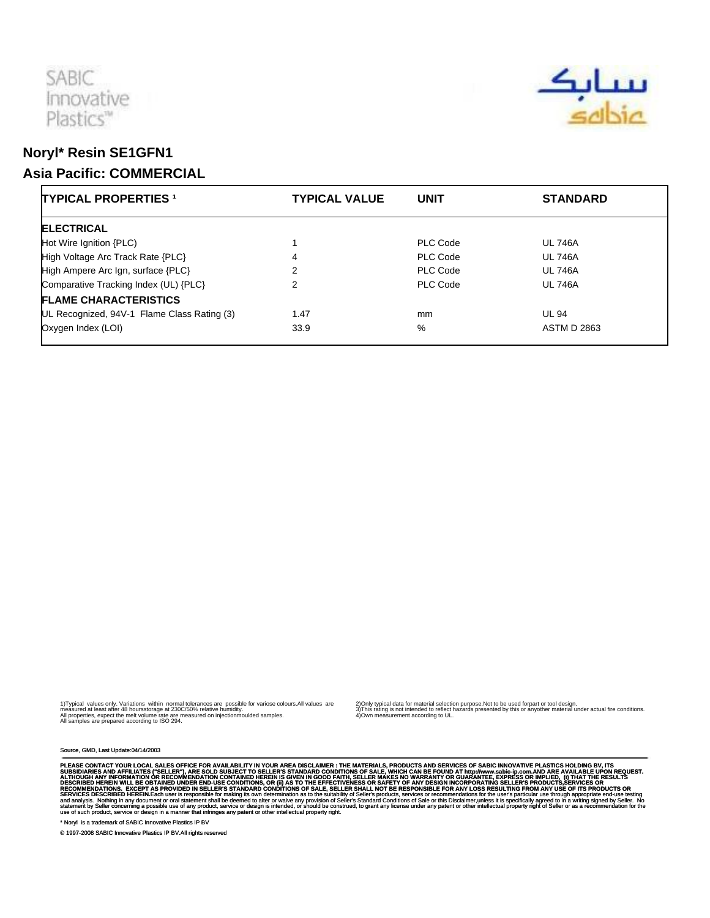SABIC Innovative Plastics™

سابك
sabic

# Noryl* Resin SE1GFN1

## Asia Pacific: COMMERCIAL

| TYPICAL PROPERTIES [1] | TYPICAL VALUE | UNIT | STANDARD |
|---|---|---|---|
| **ELECTRICAL** | | | |
| Hot Wire Ignition {PLC} | 1 | PLC Code | UL 746A |
| High Voltage Arc Track Rate {PLC} | 4 | PLC Code | UL 746A |
| High Ampere Arc Ign, surface {PLC} | 2 | PLC Code | UL 746A |
| Comparative Tracking Index (UL) {PLC} | 2 | PLC Code | UL 746A |
| **FLAME CHARACTERISTICS** | | | |
| UL Recognized, 94V-1 Flame Class Rating (3) | 1.47 | mm | UL 94 |
| Oxygen Index (LOI) | 33.9 | % | ASTM D 2863 |

1)Typical values only. Variations within normal tolerances are possible for variose colours.All values are measured at least after 48 hoursstorage at 230C/50% relative humidity.
All properties, expect the melt volume rate are measured on injectionmoulded samples.
All samples are prepared according to ISO 294.

2)Only typical data for material selection purpose.Not to be used forpart or tool design.
3)This rating is not intended to reflect hazards presented by this or anyother material under actual fire conditions.
4)Own measurement according to UL.

Source, GMD, Last Update:04/14/2003

PLEASE CONTACT YOUR LOCAL SALES OFFICE FOR AVAILABILITY IN YOUR AREA DISCLAIMER : THE MATERIALS, PRODUCTS AND SERVICES OF SABIC INNOVATIVE PLASTICS HOLDING BV, ITS SUBSIDIARIES AND AFFILIATES ("SELLER"), ARE SOLD SUBJECT TO SELLER'S STANDARD CONDITIONS OF SALE, WHICH CAN BE FOUND AT http://www.sabic-ip.com.AND ARE AVAILABLE UPON REQUEST. ALTHOUGH ANY INFORMATION OR RECOMMENDATION CONTAINED HEREIN IS GIVEN IN GOOD FAITH, SELLER MAKES NO WARRANTY OR GUARANTEE, EXPRESS OR IMPLIED, (i) THAT THE RESULTS DESCRIBED HEREIN WILL BE OBTAINED UNDER END-USE CONDITIONS, OR (ii) AS TO THE EFFECTIVENESS OR SAFETY OF ANY DESIGN INCORPORATING SELLER'S PRODUCTS,SERVICES OR RECOMMENDATIONS. EXCEPT AS PROVIDED IN SELLER'S STANDARD CONDITIONS OF SALE, SELLER SHALL NOT BE RESPONSIBLE FOR ANY LOSS RESULTING FROM ANY USE OF ITS PRODUCTS OR SERVICES DESCRIBED HEREIN.Each user is responsible for making its own determination as to the suitability of Seller's products, services or recommendations for the user's particular use through appropriate end-use testing and analysis. Nothing in any document or oral statement shall be deemed to alter or waive any provision of Seller's Standard Conditions of Sale or this Disclaimer,unless it is specifically agreed to in a writing signed by Seller. No statement by Seller concerning a possible use of any product, service or design is intended, or should be construed, to grant any license under any patent or other intellectual property right of Seller or as a recommendation for the use of such product, service or design in a manner that infringes any patent or other intellectual property right.

* Noryl is a trademark of SABIC Innovative Plastics IP BV

© 1997-2008 SABIC Innovative Plastics IP BV.All rights reserved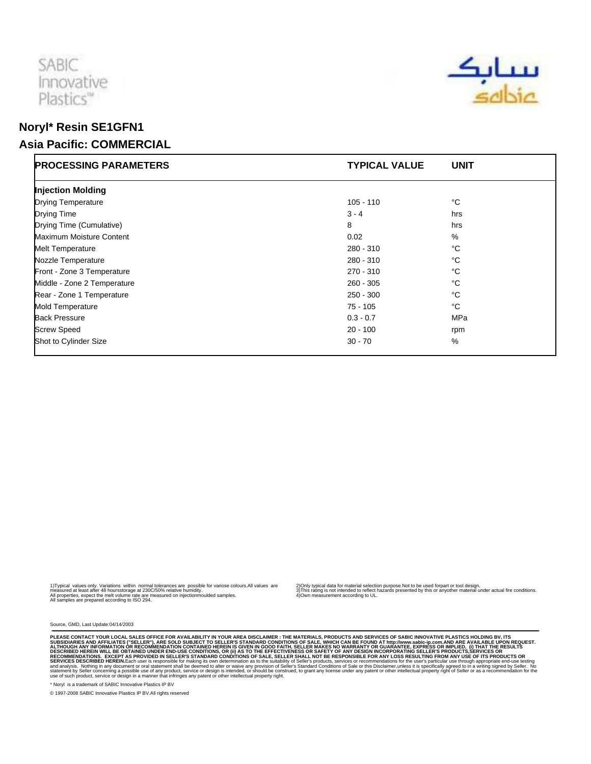SABIC Innovative Plastics™

سابك
sabic

# Noryl* Resin SE1GFN1

## Asia Pacific: COMMERCIAL

| PROCESSING PARAMETERS | TYPICAL VALUE | UNIT |
|---|---|---|
| **Injection Molding** | | |
| Drying Temperature | 105 - 110 | °C |
| Drying Time | 3 - 4 | hrs |
| Drying Time (Cumulative) | 8 | hrs |
| Maximum Moisture Content | 0.02 | % |
| Melt Temperature | 280 - 310 | °C |
| Nozzle Temperature | 280 - 310 | °C |
| Front - Zone 3 Temperature | 270 - 310 | °C |
| Middle - Zone 2 Temperature | 260 - 305 | °C |
| Rear - Zone 1 Temperature | 250 - 300 | °C |
| Mold Temperature | 75 - 105 | °C |
| Back Pressure | 0.3 - 0.7 | MPa |
| Screw Speed | 20 - 100 | rpm |
| Shot to Cylinder Size | 30 - 70 | % |

1)Typical values only. Variations within normal tolerances are possible for variose colours.All values are measured at least after 48 hoursstorage at 230C/50% relative humidity.
All properties, expect the melt volume rate are measured on injectionmoulded samples.
All samples are prepared according to ISO 294.

2)Only typical data for material selection purpose.Not to be used forpart or tool design.
3)This rating is not intended to reflect hazards presented by this or anyother material under actual fire conditions.
4)Own measurement according to UL.

Source, GMD, Last Update:04/14/2003

PLEASE CONTACT YOUR LOCAL SALES OFFICE FOR AVAILABILITY IN YOUR AREA DISCLAIMER : THE MATERIALS, PRODUCTS AND SERVICES OF SABIC INNOVATIVE PLASTICS HOLDING BV, ITS SUBSIDIARIES AND AFFILIATES ("SELLER"), ARE SOLD SUBJECT TO SELLER'S STANDARD CONDITIONS OF SALE, WHICH CAN BE FOUND AT http://www.sabic-ip.com.AND ARE AVAILABLE UPON REQUEST. ALTHOUGH ANY INFORMATION OR RECOMMENDATION CONTAINED HEREIN IS GIVEN IN GOOD FAITH, SELLER MAKES NO WARRANTY OR GUARANTEE, EXPRESS OR IMPLIED, (i) THAT THE RESULTS DESCRIBED HEREIN WILL BE OBTAINED UNDER END-USE CONDITIONS, OR (ii) AS TO THE EFFECTIVENESS OR SAFETY OF ANY DESIGN INCORPORATING SELLER'S PRODUCTS,SERVICES OR RECOMMENDATIONS. EXCEPT AS PROVIDED IN SELLER'S STANDARD CONDITIONS OF SALE, SELLER SHALL NOT BE RESPONSIBLE FOR ANY LOSS RESULTING FROM ANY USE OF ITS PRODUCTS OR SERVICES DESCRIBED HEREIN.Each user is responsible for making its own determination as to the suitability of Seller's products, services or recommendations for the user's particular use through appropriate end-use testing and analysis. Nothing in any document or oral statement shall be deemed to alter or waive any provision of Seller's Standard Conditions of Sale or this Disclaimer,unless it is specifically agreed to in a writing signed by Seller. No statement by Seller concerning a possible use of any product, service or design is intended, or should be construed, to grant any license under any patent or other intellectual property right of Seller or as a recommendation for the use of such product, service or design in a manner that infringes any patent or other intellectual property right.

* Noryl is a trademark of SABIC Innovative Plastics IP BV

© 1997-2008 SABIC Innovative Plastics IP BV.All rights reserved